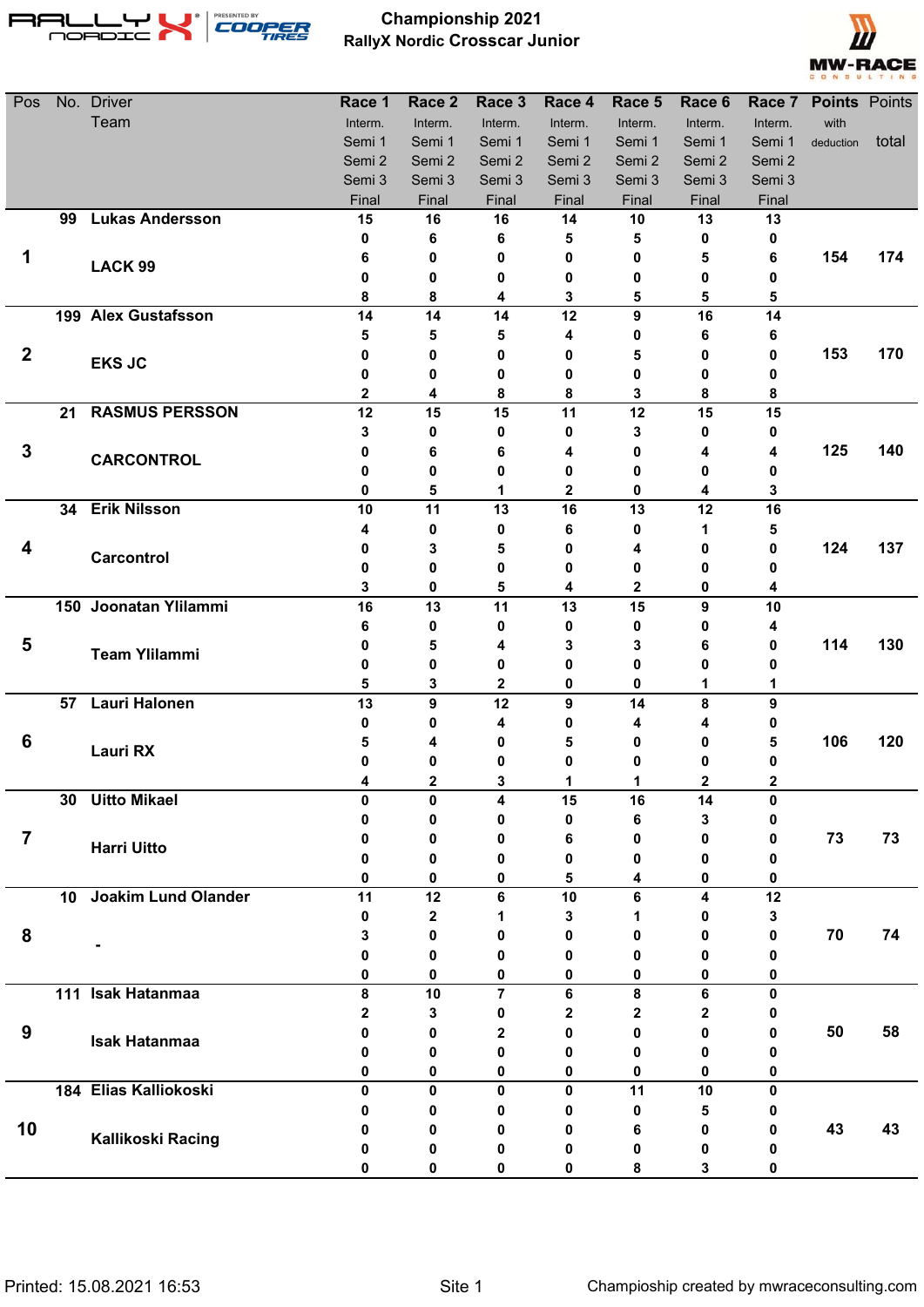# Championship 2021

## RallyX Nordic Crosscar Junior

| Pos | No. | Driver / Team | | Race 1 | Race 2 | Race 3 | Race 4 | Race 5 | Race 6 | Race 7 | Points with deduction | Points total |
|---|---|---|---|---|---|---|---|---|---|---|---|---|
| 1 | 99 | Lukas Andersson | Interm. | 15 | 16 | 16 | 14 | 10 | 13 | 13 | 154 | 174 |
| | | | Semi 1 | 0 | 6 | 6 | 5 | 5 | 0 | 0 | | |
| | | LACK 99 | Semi 2 | 6 | 0 | 0 | 0 | 0 | 5 | 6 | | |
| | | | Semi 3 | 0 | 0 | 0 | 0 | 0 | 0 | 0 | | |
| | | | Final | 8 | 8 | 4 | 3 | 5 | 5 | 5 | | |
| 2 | 199 | Alex Gustafsson | Interm. | 14 | 14 | 14 | 12 | 9 | 16 | 14 | 153 | 170 |
| | | | Semi 1 | 5 | 5 | 5 | 4 | 0 | 6 | 6 | | |
| | | EKS JC | Semi 2 | 0 | 0 | 0 | 0 | 5 | 0 | 0 | | |
| | | | Semi 3 | 0 | 0 | 0 | 0 | 0 | 0 | 0 | | |
| | | | Final | 2 | 4 | 8 | 8 | 3 | 8 | 8 | | |
| 3 | 21 | RASMUS PERSSON | Interm. | 12 | 15 | 15 | 11 | 12 | 15 | 15 | 125 | 140 |
| | | | Semi 1 | 3 | 0 | 0 | 0 | 3 | 0 | 0 | | |
| | | CARCONTROL | Semi 2 | 0 | 6 | 6 | 4 | 0 | 4 | 4 | | |
| | | | Semi 3 | 0 | 0 | 0 | 0 | 0 | 0 | 0 | | |
| | | | Final | 0 | 5 | 1 | 2 | 0 | 4 | 3 | | |
| 4 | 34 | Erik Nilsson | Interm. | 10 | 11 | 13 | 16 | 13 | 12 | 16 | 124 | 137 |
| | | | Semi 1 | 4 | 0 | 0 | 6 | 0 | 1 | 5 | | |
| | | Carcontrol | Semi 2 | 0 | 3 | 5 | 0 | 4 | 0 | 0 | | |
| | | | Semi 3 | 0 | 0 | 0 | 0 | 0 | 0 | 0 | | |
| | | | Final | 3 | 0 | 5 | 4 | 2 | 0 | 4 | | |
| 5 | 150 | Joonatan Ylilammi | Interm. | 16 | 13 | 11 | 13 | 15 | 9 | 10 | 114 | 130 |
| | | | Semi 1 | 6 | 0 | 0 | 0 | 0 | 0 | 4 | | |
| | | Team Ylilammi | Semi 2 | 0 | 5 | 4 | 3 | 3 | 6 | 0 | | |
| | | | Semi 3 | 0 | 0 | 0 | 0 | 0 | 0 | 0 | | |
| | | | Final | 5 | 3 | 2 | 0 | 0 | 1 | 1 | | |
| 6 | 57 | Lauri Halonen | Interm. | 13 | 9 | 12 | 9 | 14 | 8 | 9 | 106 | 120 |
| | | | Semi 1 | 0 | 0 | 4 | 0 | 4 | 4 | 0 | | |
| | | Lauri RX | Semi 2 | 5 | 4 | 0 | 5 | 0 | 0 | 5 | | |
| | | | Semi 3 | 0 | 0 | 0 | 0 | 0 | 0 | 0 | | |
| | | | Final | 4 | 2 | 3 | 1 | 1 | 2 | 2 | | |
| 7 | 30 | Uitto Mikael | Interm. | 0 | 0 | 4 | 15 | 16 | 14 | 0 | 73 | 73 |
| | | | Semi 1 | 0 | 0 | 0 | 0 | 6 | 3 | 0 | | |
| | | Harri Uitto | Semi 2 | 0 | 0 | 0 | 6 | 0 | 0 | 0 | | |
| | | | Semi 3 | 0 | 0 | 0 | 0 | 0 | 0 | 0 | | |
| | | | Final | 0 | 0 | 0 | 5 | 4 | 0 | 0 | | |
| 8 | 10 | Joakim Lund Olander | Interm. | 11 | 12 | 6 | 10 | 6 | 4 | 12 | 70 | 74 |
| | | | Semi 1 | 0 | 2 | 1 | 3 | 1 | 0 | 3 | | |
| | | - | Semi 2 | 3 | 0 | 0 | 0 | 0 | 0 | 0 | | |
| | | | Semi 3 | 0 | 0 | 0 | 0 | 0 | 0 | 0 | | |
| | | | Final | 0 | 0 | 0 | 0 | 0 | 0 | 0 | | |
| 9 | 111 | Isak Hatanmaa | Interm. | 8 | 10 | 7 | 6 | 8 | 6 | 0 | 50 | 58 |
| | | | Semi 1 | 2 | 3 | 0 | 2 | 2 | 2 | 0 | | |
| | | Isak Hatanmaa | Semi 2 | 0 | 0 | 2 | 0 | 0 | 0 | 0 | | |
| | | | Semi 3 | 0 | 0 | 0 | 0 | 0 | 0 | 0 | | |
| | | | Final | 0 | 0 | 0 | 0 | 0 | 0 | 0 | | |
| 10 | 184 | Elias Kalliokoski | Interm. | 0 | 0 | 0 | 0 | 11 | 10 | 0 | 43 | 43 |
| | | | Semi 1 | 0 | 0 | 0 | 0 | 0 | 5 | 0 | | |
| | | Kallikoski Racing | Semi 2 | 0 | 0 | 0 | 0 | 6 | 0 | 0 | | |
| | | | Semi 3 | 0 | 0 | 0 | 0 | 0 | 0 | 0 | | |
| | | | Final | 0 | 0 | 0 | 0 | 8 | 3 | 0 | | |

Printed: 15.08.2021 16:53

Champioship created by mwraceconsulting.com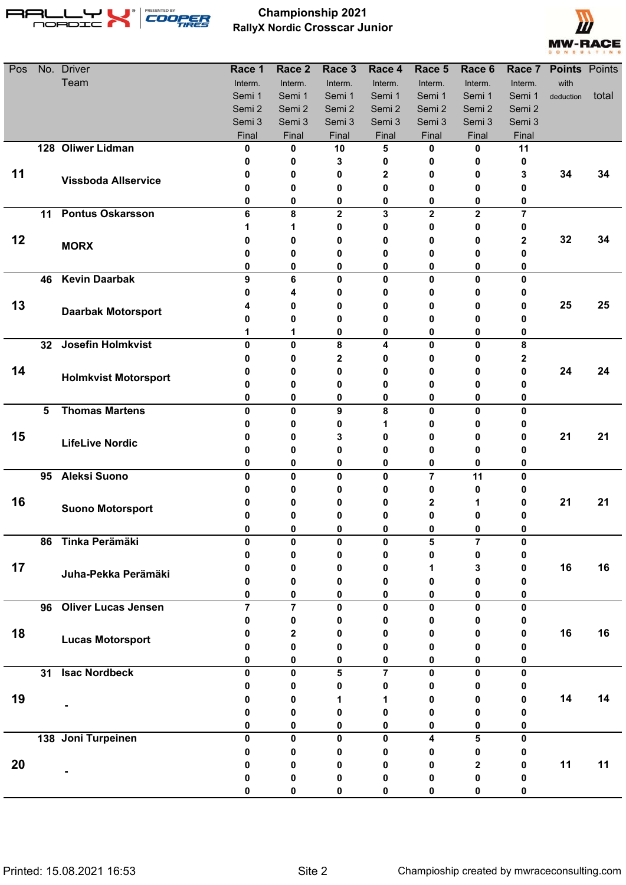# Championship 2021
## RallyX Nordic Crosscar Junior

| Pos | No. | Driver / Team | Race 1 | Race 2 | Race 3 | Race 4 | Race 5 | Race 6 | Race 7 | Points with deduction | Points total |
|---|---|---|---|---|---|---|---|---|---|---|---|
| | | | Interm. / Semi 1 / Semi 2 / Semi 3 / Final | Interm. / Semi 1 / Semi 2 / Semi 3 / Final | Interm. / Semi 1 / Semi 2 / Semi 3 / Final | Interm. / Semi 1 / Semi 2 / Semi 3 / Final | Interm. / Semi 1 / Semi 2 / Semi 3 / Final | Interm. / Semi 1 / Semi 2 / Semi 3 / Final | Interm. / Semi 1 / Semi 2 / Semi 3 / Final | | |
| 11 | 128 | Oliwer Lidman / Vissboda Allservice | 0 / 0 / 0 / 0 / 0 | 0 / 0 / 0 / 0 / 0 | 10 / 3 / 0 / 0 / 0 | 5 / 0 / 2 / 0 / 0 | 0 / 0 / 0 / 0 / 0 | 0 / 0 / 0 / 0 / 0 | 11 / 0 / 3 / 0 / 0 | 34 | 34 |
| 12 | 11 | Pontus Oskarsson / MORX | 6 / 1 / 0 / 0 / 0 | 8 / 1 / 0 / 0 / 0 | 2 / 0 / 0 / 0 / 0 | 3 / 0 / 0 / 0 / 0 | 2 / 0 / 0 / 0 / 0 | 2 / 0 / 0 / 0 / 0 | 7 / 0 / 2 / 0 / 0 | 32 | 34 |
| 13 | 46 | Kevin Daarbak / Daarbak Motorsport | 9 / 0 / 4 / 0 / 1 | 6 / 4 / 0 / 0 / 1 | 0 / 0 / 0 / 0 / 0 | 0 / 0 / 0 / 0 / 0 | 0 / 0 / 0 / 0 / 0 | 0 / 0 / 0 / 0 / 0 | 0 / 0 / 0 / 0 / 0 | 25 | 25 |
| 14 | 32 | Josefin Holmkvist / Holmkvist Motorsport | 0 / 0 / 0 / 0 / 0 | 0 / 0 / 0 / 0 / 0 | 8 / 2 / 0 / 0 / 0 | 4 / 0 / 0 / 0 / 0 | 0 / 0 / 0 / 0 / 0 | 0 / 0 / 0 / 0 / 0 | 8 / 2 / 0 / 0 / 0 | 24 | 24 |
| 15 | 5 | Thomas Martens / LifeLive Nordic | 0 / 0 / 0 / 0 / 0 | 0 / 0 / 0 / 0 / 0 | 9 / 0 / 3 / 0 / 0 | 8 / 1 / 0 / 0 / 0 | 0 / 0 / 0 / 0 / 0 | 0 / 0 / 0 / 0 / 0 | 0 / 0 / 0 / 0 / 0 | 21 | 21 |
| 16 | 95 | Aleksi Suono / Suono Motorsport | 0 / 0 / 0 / 0 / 0 | 0 / 0 / 0 / 0 / 0 | 0 / 0 / 0 / 0 / 0 | 0 / 0 / 0 / 0 / 0 | 7 / 0 / 2 / 0 / 0 | 11 / 0 / 1 / 0 / 0 | 0 / 0 / 0 / 0 / 0 | 21 | 21 |
| 17 | 86 | Tinka Perämäki / Juha-Pekka Perämäki | 0 / 0 / 0 / 0 / 0 | 0 / 0 / 0 / 0 / 0 | 0 / 0 / 0 / 0 / 0 | 0 / 0 / 0 / 0 / 0 | 5 / 0 / 1 / 0 / 0 | 7 / 0 / 3 / 0 / 0 | 0 / 0 / 0 / 0 / 0 | 16 | 16 |
| 18 | 96 | Oliver Lucas Jensen / Lucas Motorsport | 7 / 0 / 0 / 0 / 0 | 7 / 0 / 2 / 0 / 0 | 0 / 0 / 0 / 0 / 0 | 0 / 0 / 0 / 0 / 0 | 0 / 0 / 0 / 0 / 0 | 0 / 0 / 0 / 0 / 0 | 0 / 0 / 0 / 0 / 0 | 16 | 16 |
| 19 | 31 | Isac Nordbeck / - | 0 / 0 / 0 / 0 / 0 | 0 / 0 / 0 / 0 / 0 | 5 / 0 / 1 / 0 / 0 | 7 / 0 / 1 / 0 / 0 | 0 / 0 / 0 / 0 / 0 | 0 / 0 / 0 / 0 / 0 | 0 / 0 / 0 / 0 / 0 | 14 | 14 |
| 20 | 138 | Joni Turpeinen / - | 0 / 0 / 0 / 0 / 0 | 0 / 0 / 0 / 0 / 0 | 0 / 0 / 0 / 0 / 0 | 0 / 0 / 0 / 0 / 0 | 4 / 0 / 0 / 0 / 0 | 5 / 0 / 2 / 0 / 0 | 0 / 0 / 0 / 0 / 0 | 11 | 11 |

Printed: 15.08.2021 16:53 | Site 2 | Championship created by mwraceconsulting.com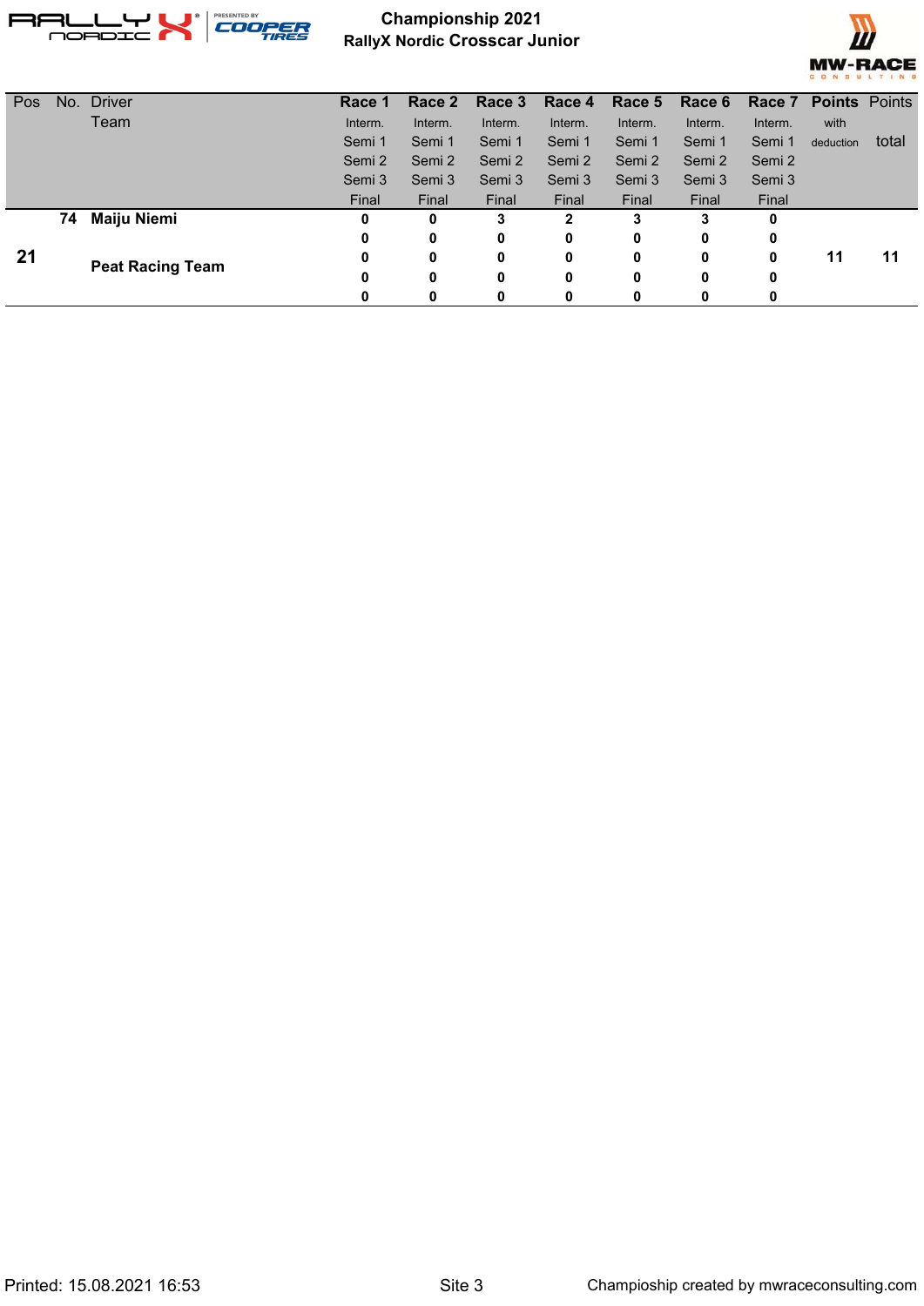**Championship 2021**
**RallyX Nordic Crosscar Junior**

| Pos | No. | Driver / Team | Race 1 | Race 2 | Race 3 | Race 4 | Race 5 | Race 6 | Race 7 | Points with deduction | Points total |
|---|---|---|---|---|---|---|---|---|---|---|---|
| | | | Interm. | Interm. | Interm. | Interm. | Interm. | Interm. | Interm. | | |
| | | | Semi 1 | Semi 1 | Semi 1 | Semi 1 | Semi 1 | Semi 1 | Semi 1 | | |
| | | | Semi 2 | Semi 2 | Semi 2 | Semi 2 | Semi 2 | Semi 2 | Semi 2 | | |
| | | | Semi 3 | Semi 3 | Semi 3 | Semi 3 | Semi 3 | Semi 3 | Semi 3 | | |
| | | | Final | Final | Final | Final | Final | Final | Final | | |
| 21 | 74 | **Maiju Niemi** | **0** | **0** | **3** | **2** | **3** | **3** | **0** | **11** | **11** |
| | | | **0** | **0** | **0** | **0** | **0** | **0** | **0** | | |
| | | **Peat Racing Team** | **0** | **0** | **0** | **0** | **0** | **0** | **0** | | |
| | | | **0** | **0** | **0** | **0** | **0** | **0** | **0** | | |
| | | | **0** | **0** | **0** | **0** | **0** | **0** | **0** | | |

Printed: 15.08.2021 16:53

Champioship created by mwraceconsulting.com